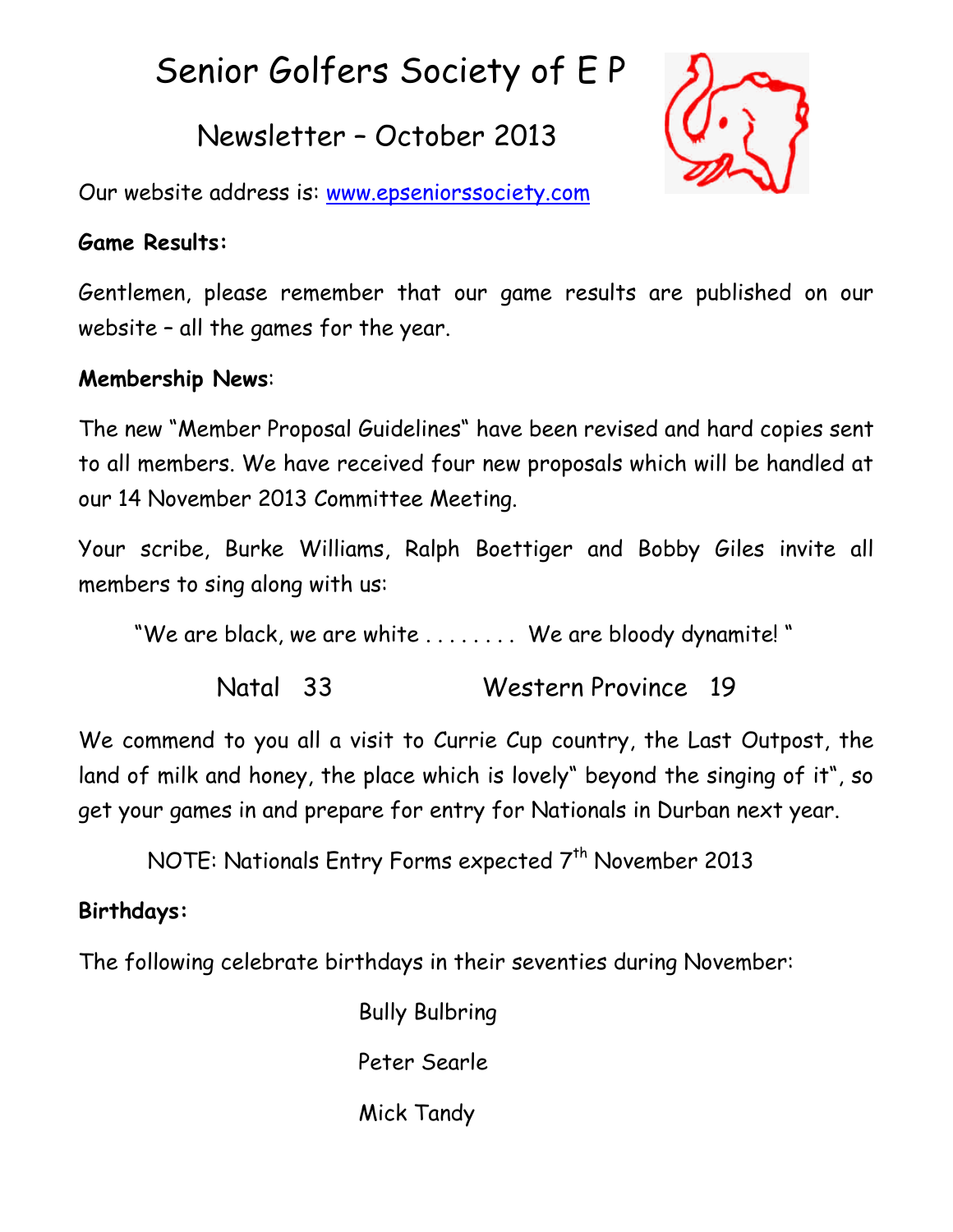# Senior Golfers Society of E P

## Newsletter – October 2013

Our website address is: [www.epseniorssociety.com](http://www.epseniorssociety.com)

**Game Results:**

Gentlemen, please remember that our game results are published on our website – all the games for the year.

**Membership News**:

The new "Member Proposal Guidelines" have been revised and hard copies sent to all members. We have received four new proposals which will be handled at our 14 November 2013 Committee Meeting.

Your scribe, Burke Williams, Ralph Boettiger and Bobby Giles invite all members to sing along with us:

"We are black, we are white . . . . . . . . We are bloody dynamite! "

Natal 33 Western Province 19

We commend to you all a visit to Currie Cup country, the Last Outpost, the land of milk and honey, the place which is lovely" beyond the singing of it", so get your games in and prepare for entry for Nationals in Durban next year.

NOTE: Nationals Entry Forms expected 7th November 2013

**Birthdays:**

The following celebrate birthdays in their seventies during November:

Bully Bulbring

Peter Searle

Mick Tandy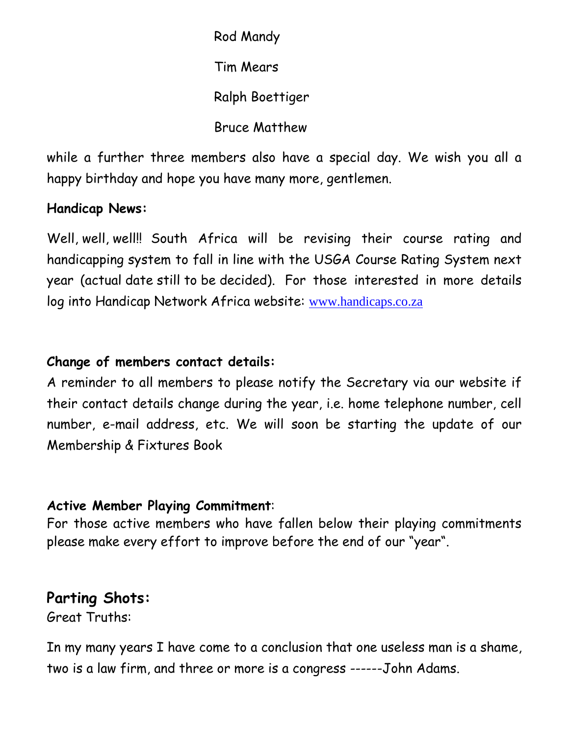Rod Mandy

Tim Mears

Ralph Boettiger

Bruce Matthew

while a further three members also have a special day. We wish you all a happy birthday and hope you have many more, gentlemen.

**Handicap News:**

Well, well, well!! South Africa will be revising their course rating and handicapping system to fall in line with the USGA Course Rating System next year (actual date still to be decided). For those interested in more details log into Handicap Network Africa website: www.handicaps.co.za

**Change of members contact details:**

A reminder to all members to please notify the Secretary via our website if their contact details change during the year, i.e. home telephone number, cell number, e-mail address, etc. We will soon be starting the update of our Membership & Fixtures Book

**Active Member Playing Commitment**:

For those active members who have fallen below their playing commitments please make every effort to improve before the end of our "year".

## Parting Shots:

Great Truths:

In my many years I have come to a conclusion that one useless man is a shame, two is a law firm, and three or more is a congress ------John Adams.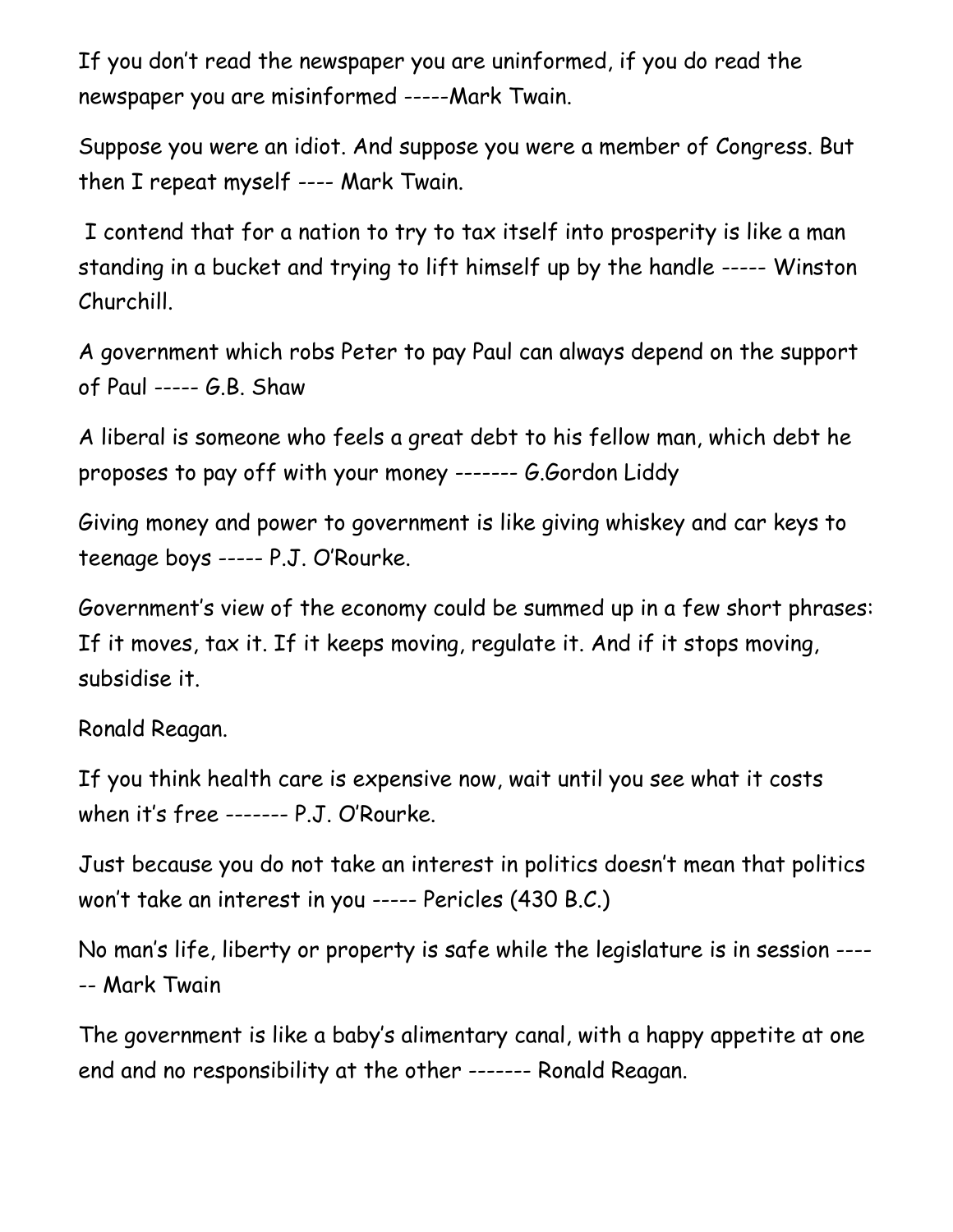If you don't read the newspaper you are uninformed, if you do read the newspaper you are misinformed -----Mark Twain.

Suppose you were an idiot. And suppose you were a member of Congress. But then I repeat myself ---- Mark Twain.

I contend that for a nation to try to tax itself into prosperity is like a man standing in a bucket and trying to lift himself up by the handle ----- Winston Churchill.

A government which robs Peter to pay Paul can always depend on the support of Paul ----- G.B. Shaw

A liberal is someone who feels a great debt to his fellow man, which debt he proposes to pay off with your money ------- G.Gordon Liddy

Giving money and power to government is like giving whiskey and car keys to teenage boys ----- P.J. O'Rourke.

Government's view of the economy could be summed up in a few short phrases: If it moves, tax it. If it keeps moving, regulate it. And if it stops moving, subsidise it.

Ronald Reagan.

If you think health care is expensive now, wait until you see what it costs when it's free ------- P.J. O'Rourke.

Just because you do not take an interest in politics doesn't mean that politics won't take an interest in you ----- Pericles (430 B.C.)

No man's life, liberty or property is safe while the legislature is in session ------ Mark Twain

The government is like a baby's alimentary canal, with a happy appetite at one end and no responsibility at the other ------- Ronald Reagan.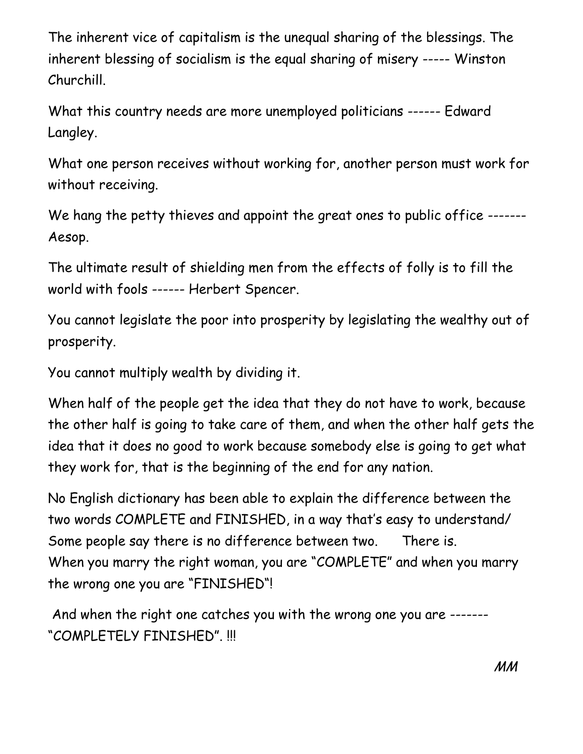The inherent vice of capitalism is the unequal sharing of the blessings. The inherent blessing of socialism is the equal sharing of misery ----- Winston Churchill.

What this country needs are more unemployed politicians ------ Edward Langley.

What one person receives without working for, another person must work for without receiving.

We hang the petty thieves and appoint the great ones to public office ------- Aesop.

The ultimate result of shielding men from the effects of folly is to fill the world with fools ------ Herbert Spencer.

You cannot legislate the poor into prosperity by legislating the wealthy out of prosperity.

You cannot multiply wealth by dividing it.

When half of the people get the idea that they do not have to work, because the other half is going to take care of them, and when the other half gets the idea that it does no good to work because somebody else is going to get what they work for, that is the beginning of the end for any nation.

No English dictionary has been able to explain the difference between the two words COMPLETE and FINISHED, in a way that's easy to understand/ Some people say there is no difference between two. There is.
When you marry the right woman, you are "COMPLETE" and when you marry the wrong one you are "FINISHED"!

And when the right one catches you with the wrong one you are ------- "COMPLETELY FINISHED". !!!

*MM*